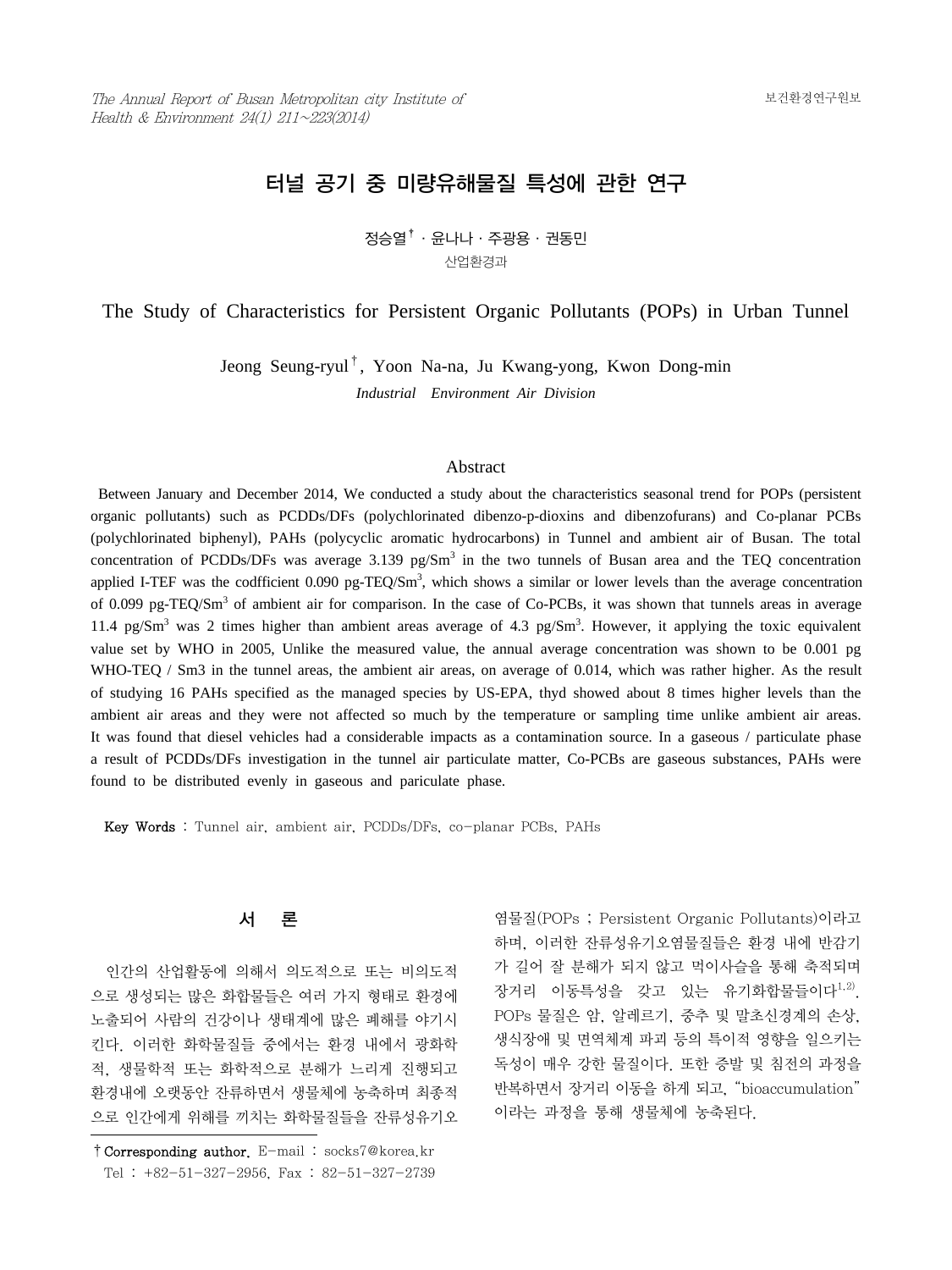# 터널 공기 중 미량유해물질 특성에 관한 연구

정승열[†] · 윤나나 · 주광용 · 권동민

산업환경과

# The Study of Characteristics for Persistent Organic Pollutants (POPs) in Urban Tunnel

Jeong Seung-ryul[†], Yoon Na-na, Ju Kwang-yong, Kwon Dong-min

*Industrial Environment Air Division*

## Abstract

Between January and December 2014, We conducted a study about the characteristics seasonal trend for POPs (persistent organic pollutants) such as PCDDs/DFs (polychlorinated dibenzo-p-dioxins and dibenzofurans) and Co-planar PCBs (polychlorinated biphenyl), PAHs (polycyclic aromatic hydrocarbons) in Tunnel and ambient air of Busan. The total concentration of PCDDs/DFs was average 3.139 pg/$Sm^3$ in the two tunnels of Busan area and the TEQ concentration applied I-TEF was the codfficient 0.090 pg-TEQ/$Sm^3$, which shows a similar or lower levels than the average concentration of 0.099 pg-TEQ/$Sm^3$ of ambient air for comparison. In the case of Co-PCBs, it was shown that tunnels areas in average 11.4 pg/$Sm^3$ was 2 times higher than ambient areas average of 4.3 pg/$Sm^3$. However, it applying the toxic equivalent value set by WHO in 2005, Unlike the measured value, the annual average concentration was shown to be 0.001 pg WHO-TEQ / Sm3 in the tunnel areas, the ambient air areas, on average of 0.014, which was rather higher. As the result of studying 16 PAHs specified as the managed species by US-EPA, thyd showed about 8 times higher levels than the ambient air areas and they were not affected so much by the temperature or sampling time unlike ambient air areas. It was found that diesel vehicles had a considerable impacts as a contamination source. In a gaseous / particulate phase a result of PCDDs/DFs investigation in the tunnel air particulate matter, Co-PCBs are gaseous substances, PAHs were found to be distributed evenly in gaseous and pariculate phase.

**Key Words** : Tunnel air, ambient air, PCDDs/DFs, co-planar PCBs, PAHs

## 서 론

인간의 산업활동에 의해서 의도적으로 또는 비의도적으로 생성되는 많은 화합물들은 여러 가지 형태로 환경에 노출되어 사람의 건강이나 생태계에 많은 폐해를 야기시킨다. 이러한 화학물질들 중에서는 환경 내에서 광화학적, 생물학적 또는 화학적으로 분해가 느리게 진행되고 환경내에 오랫동안 잔류하면서 생물체에 농축하며 최종적으로 인간에게 위해를 끼치는 화학물질들을 잔류성유기오염물질(POPs ; Persistent Organic Pollutants)이라고 하며, 이러한 잔류성유기오염물질들은 환경 내에 반감기가 길어 잘 분해가 되지 않고 먹이사슬을 통해 축적되며 장거리 이동특성을 갖고 있는 유기화합물들이다[1,2]. POPs 물질은 암, 알레르기, 중추 및 말초신경계의 손상, 생식장애 및 면역체계 파괴 등의 특이적 영향을 일으키는 독성이 매우 강한 물질이다. 또한 증발 및 침전의 과정을 반복하면서 장거리 이동을 하게 되고, "bioaccumulation"이라는 과정을 통해 생물체에 농축된다.

† **Corresponding author.** E-mail : socks7@korea.kr
Tel : +82-51-327-2956, Fax : 82-51-327-2739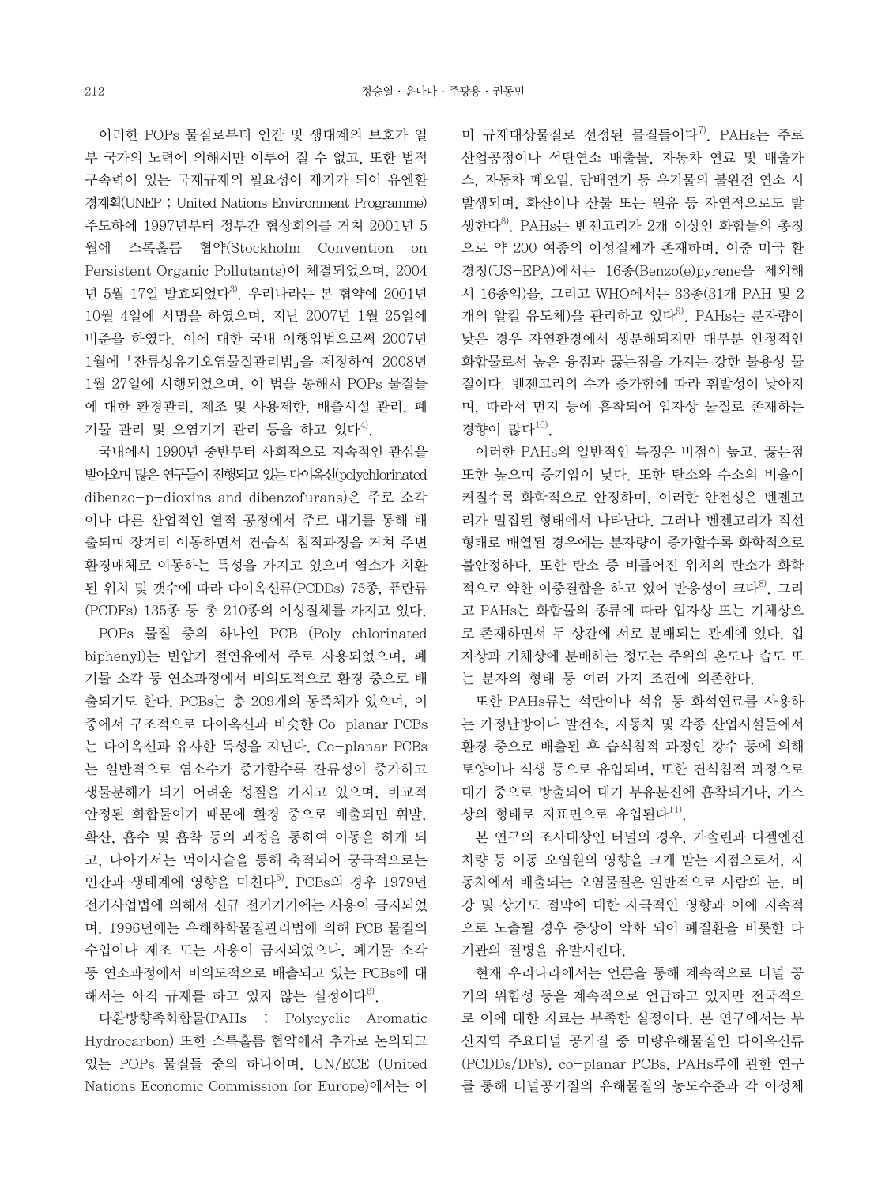이러한 POPs 물질로부터 인간 및 생태계의 보호가 일부 국가의 노력에 의해서만 이루어 질 수 없고, 또한 법적 구속력이 있는 국제규제의 필요성이 제기가 되어 유엔환경계획(UNEP ; United Nations Environment Programme) 주도하에 1997년부터 정부간 협상회의를 거쳐 2001년 5월에 스톡홀름 협약(Stockholm Convention on Persistent Organic Pollutants)이 체결되었으며, 2004년 5월 17일 발효되었다[3]. 우리나라는 본 협약에 2001년 10월 4일에 서명을 하였으며, 지난 2007년 1월 25일에 비준을 하였다. 이에 대한 국내 이행입법으로써 2007년 1월에 「잔류성유기오염물질관리법」을 제정하여 2008년 1월 27일에 시행되었으며, 이 법을 통해서 POPs 물질들에 대한 환경관리, 제조 및 사용제한, 배출시설 관리, 폐기물 관리 및 오염기기 관리 등을 하고 있다[4].

국내에서 1990년 중반부터 사회적으로 지속적인 관심을 받아오며 많은 연구들이 진행되고 있는 다이옥신(polychlorinated dibenzo-p-dioxins and dibenzofurans)은 주로 소각이나 다른 산업적인 열적 공정에서 주로 대기를 통해 배출되며 장거리 이동하면서 건·습식 침적과정을 거쳐 주변 환경매체로 이동하는 특성을 가지고 있으며 염소가 치환된 위치 및 갯수에 따라 다이옥신류(PCDDs) 75종, 퓨란류(PCDFs) 135종 등 총 210종의 이성질체를 가지고 있다.

POPs 물질 중의 하나인 PCB (Poly chlorinated biphenyl)는 변압기 절연유에서 주로 사용되었으며, 폐기물 소각 등 연소과정에서 비의도적으로 환경 중으로 배출되기도 한다. PCBs는 총 209개의 동족체가 있으며, 이 중에서 구조적으로 다이옥신과 비슷한 Co-planar PCBs는 다이옥신과 유사한 독성을 지닌다. Co-planar PCBs는 일반적으로 염소수가 증가할수록 잔류성이 증가하고 생물분해가 되기 어려운 성질을 가지고 있으며, 비교적 안정된 화합물이기 때문에 환경 중으로 배출되면 휘발, 확산, 흡수 및 흡착 등의 과정을 통하여 이동을 하게 되고, 나아가서는 먹이사슬을 통해 축적되어 궁극적으로는 인간과 생태계에 영향을 미친다[5]. PCBs의 경우 1979년 전기사업법에 의해서 신규 전기기기에는 사용이 금지되었으며, 1996년에는 유해화학물질관리법에 의해 PCB 물질의 수입이나 제조 또는 사용이 금지되었으나, 폐기물 소각 등 연소과정에서 비의도적으로 배출되고 있는 PCBs에 대해서는 아직 규제를 하고 있지 않는 실정이다[6].

다환방향족화합물(PAHs ; Polycyclic Aromatic Hydrocarbon) 또한 스톡홀름 협약에서 추가로 논의되고 있는 POPs 물질들 중의 하나이며, UN/ECE (United Nations Economic Commission for Europe)에서는 이미 규제대상물질로 선정된 물질들이다[7]. PAHs는 주로 산업공정이나 석탄연소 배출물, 자동차 연료 및 배출가스, 자동차 폐오일, 담배연기 등 유기물의 불완전 연소 시 발생되며, 화산이나 산불 또는 원유 등 자연적으로도 발생한다[8]. PAHs는 벤젠고리가 2개 이상인 화합물의 총칭으로 약 200 여종의 이성질체가 존재하며, 이중 미국 환경청(US-EPA)에서는 16종(Benzo(e)pyrene을 제외해서 16종임)을, 그리고 WHO에서는 33종(31개 PAH 및 2개의 알킬 유도체)을 관리하고 있다[9]. PAHs는 분자량이 낮은 경우 자연환경에서 생분해되지만 대부분 안정적인 화합물로서 높은 융점과 끓는점을 가지는 강한 불용성 물질이다. 벤젠고리의 수가 증가함에 따라 휘발성이 낮아지며, 따라서 먼지 등에 흡착되어 입자상 물질로 존재하는 경향이 많다[10].

이러한 PAHs의 일반적인 특징은 비점이 높고, 끓는점 또한 높으며 증기압이 낮다. 또한 탄소와 수소의 비율이 커질수록 화학적으로 안정하며, 이러한 안전성은 벤젠고리가 밀집된 형태에서 나타난다. 그러나 벤젠고리가 직선 형태로 배열된 경우에는 분자량이 증가할수록 화학적으로 불안정하다. 또한 탄소 중 비틀어진 위치의 탄소가 화학적으로 약한 이중결합을 하고 있어 반응성이 크다[8]. 그리고 PAHs는 화합물의 종류에 따라 입자상 또는 기체상으로 존재하면서 두 상간에 서로 분배되는 관계에 있다. 입자상과 기체상에 분배하는 정도는 주위의 온도나 습도 또는 분자의 형태 등 여러 가지 조건에 의존한다.

또한 PAHs류는 석탄이나 석유 등 화석연료를 사용하는 가정난방이나 발전소, 자동차 및 각종 산업시설들에서 환경 중으로 배출된 후 습식침적 과정인 강수 등에 의해 토양이나 식생 등으로 유입되며, 또한 건식침적 과정으로 대기 중으로 방출되어 대기 부유분진에 흡착되거나, 가스상의 형태로 지표면으로 유입된다[11].

본 연구의 조사대상인 터널의 경우, 가솔린과 디젤엔진 차량 등 이동 오염원의 영향을 크게 받는 지점으로서, 자동차에서 배출되는 오염물질은 일반적으로 사람의 눈, 비강 및 상기도 점막에 대한 자극적인 영향과 이에 지속적으로 노출될 경우 증상이 악화 되어 폐질환을 비롯한 타 기관의 질병을 유발시킨다.

현재 우리나라에서는 언론을 통해 계속적으로 터널 공기의 위험성 등을 계속적으로 언급하고 있지만 전국적으로 이에 대한 자료는 부족한 실정이다. 본 연구에서는 부산지역 주요터널 공기질 중 미량유해물질인 다이옥신류(PCDDs/DFs), co-planar PCBs, PAHs류에 관한 연구를 통해 터널공기질의 유해물질의 농도수준과 각 이성체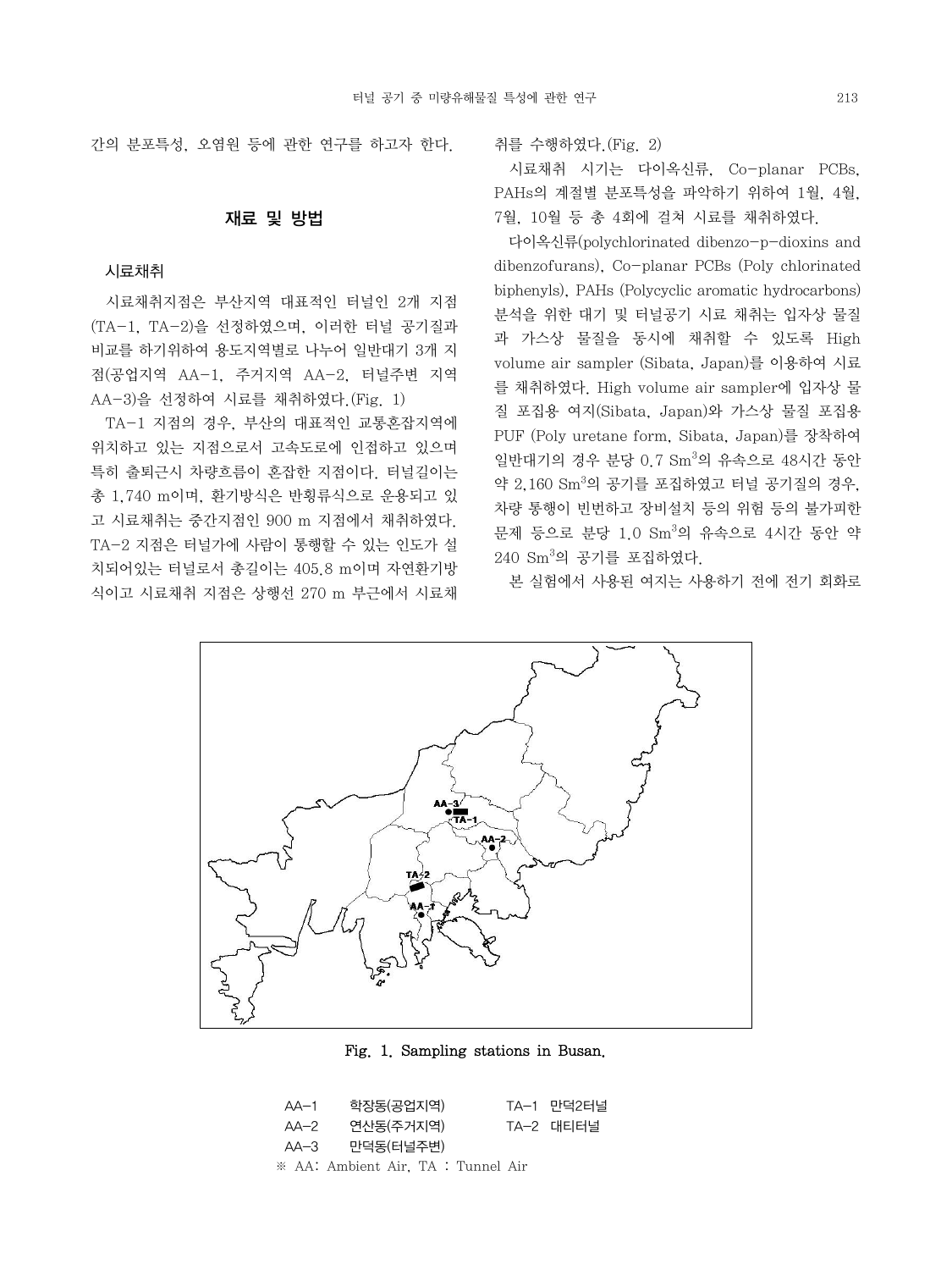간의 분포특성, 오염원 등에 관한 연구를 하고자 한다.

## 재료 및 방법

### 시료채취

시료채취지점은 부산지역 대표적인 터널인 2개 지점(TA-1, TA-2)을 선정하였으며, 이러한 터널 공기질과 비교를 하기위하여 용도지역별로 나누어 일반대기 3개 지점(공업지역 AA-1, 주거지역 AA-2, 터널주변 지역 AA-3)을 선정하여 시료를 채취하였다.(Fig. 1)

TA-1 지점의 경우, 부산의 대표적인 교통혼잡지역에 위치하고 있는 지점으로서 고속도로에 인접하고 있으며 특히 출퇴근시 차량흐름이 혼잡한 지점이다. 터널길이는 총 1,740 m이며, 환기방식은 반횡류식으로 운용되고 있고 시료채취는 중간지점인 900 m 지점에서 채취하였다. TA-2 지점은 터널가에 사람이 통행할 수 있는 인도가 설치되어있는 터널로서 총길이는 405.8 m이며 자연환기방식이고 시료채취 지점은 상행선 270 m 부근에서 시료채취를 수행하였다.(Fig. 2)

시료채취 시기는 다이옥신류, Co-planar PCBs, PAHs의 계절별 분포특성을 파악하기 위하여 1월, 4월, 7월, 10월 등 총 4회에 걸쳐 시료를 채취하였다.

다이옥신류(polychlorinated dibenzo-p-dioxins and dibenzofurans), Co-planar PCBs (Poly chlorinated biphenyls), PAHs (Polycyclic aromatic hydrocarbons) 분석을 위한 대기 및 터널공기 시료 채취는 입자상 물질과 가스상 물질을 동시에 채취할 수 있도록 High volume air sampler (Sibata, Japan)를 이용하여 시료를 채취하였다. High volume air sampler에 입자상 물질 포집용 여지(Sibata, Japan)와 가스상 물질 포집용 PUF (Poly uretane form, Sibata, Japan)를 장착하여 일반대기의 경우 분당 0.7 $Sm^3$의 유속으로 48시간 동안 약 2,160 $Sm^3$의 공기를 포집하였고 터널 공기질의 경우, 차량 통행이 빈번하고 장비설치 등의 위험 등의 불가피한 문제 등으로 분당 1.0 $Sm^3$의 유속으로 4시간 동안 약 240 $Sm^3$의 공기를 포집하였다.

본 실험에서 사용된 여지는 사용하기 전에 전기 회화로

**Fig. 1. Sampling stations in Busan.**

| | | | |
|---|---|---|---|
| AA-1 | 학장동(공업지역) | TA-1 | 만덕2터널 |
| AA-2 | 연산동(주거지역) | TA-2 | 대티터널 |
| AA-3 | 만덕동(터널주변) | | |

※ AA: Ambient Air, TA : Tunnel Air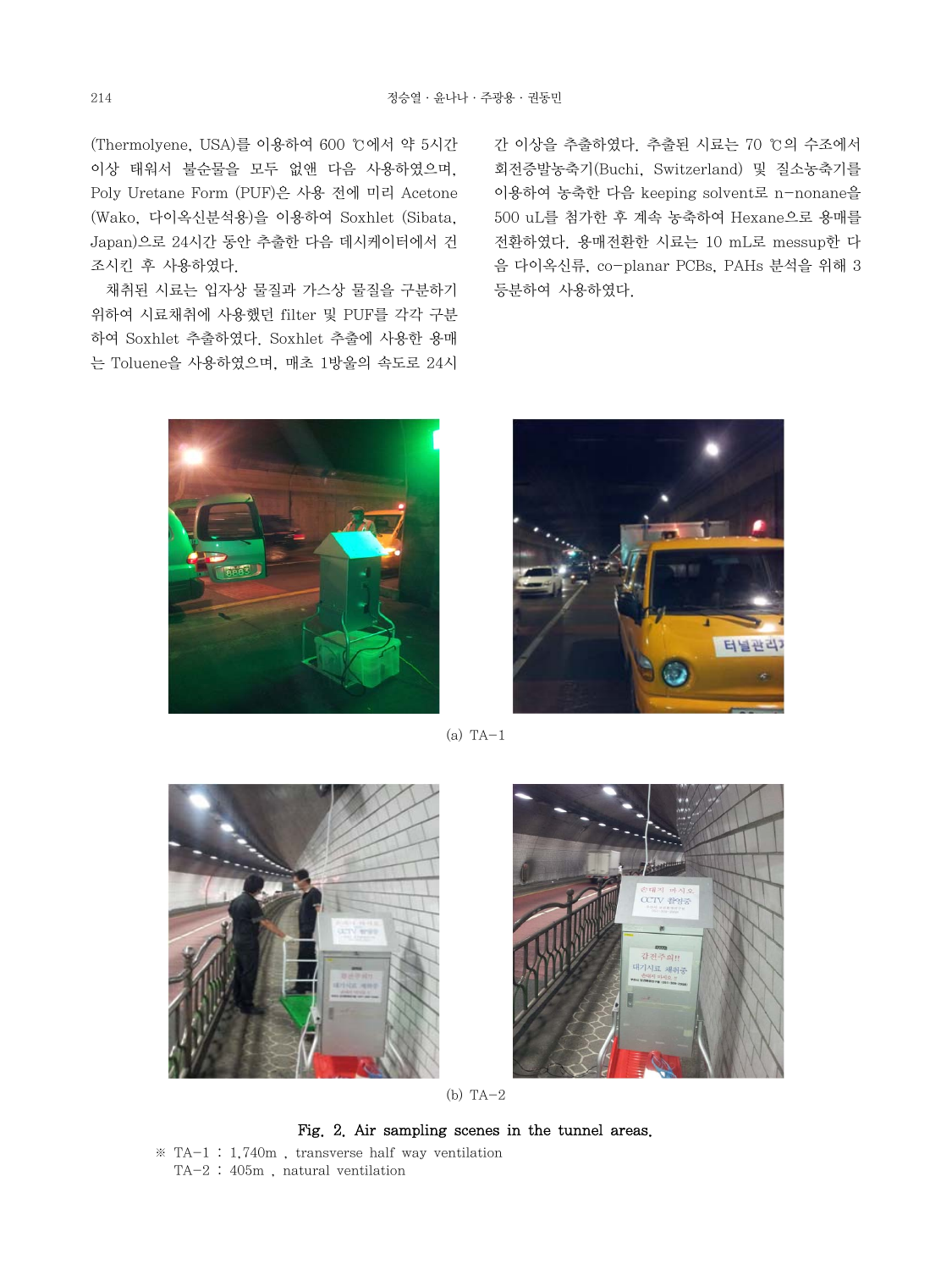(Thermolyene, USA)를 이용하여 600 ℃에서 약 5시간 이상 태워서 불순물을 모두 없앤 다음 사용하였으며, Poly Uretane Form (PUF)은 사용 전에 미리 Acetone (Wako, 다이옥신분석용)을 이용하여 Soxhlet (Sibata, Japan)으로 24시간 동안 추출한 다음 데시케이터에서 건조시킨 후 사용하였다.

채취된 시료는 입자상 물질과 가스상 물질을 구분하기 위하여 시료채취에 사용했던 filter 및 PUF를 각각 구분하여 Soxhlet 추출하였다. Soxhlet 추출에 사용한 용매는 Toluene을 사용하였으며, 매초 1방울의 속도로 24시간 이상을 추출하였다. 추출된 시료는 70 ℃의 수조에서 회전증발농축기(Buchi, Switzerland) 및 질소농축기를 이용하여 농축한 다음 keeping solvent로 n-nonane을 500 uL를 첨가한 후 계속 농축하여 Hexane으로 용매를 전환하였다. 용매전환한 시료는 10 mL로 messup한 다음 다이옥신류, co-planar PCBs, PAHs 분석을 위해 3 등분하여 사용하였다.

(a) TA-1

(b) TA-2

**Fig. 2. Air sampling scenes in the tunnel areas.**

※ TA-1 : 1,740m , transverse half way ventilation
TA-2 : 405m , natural ventilation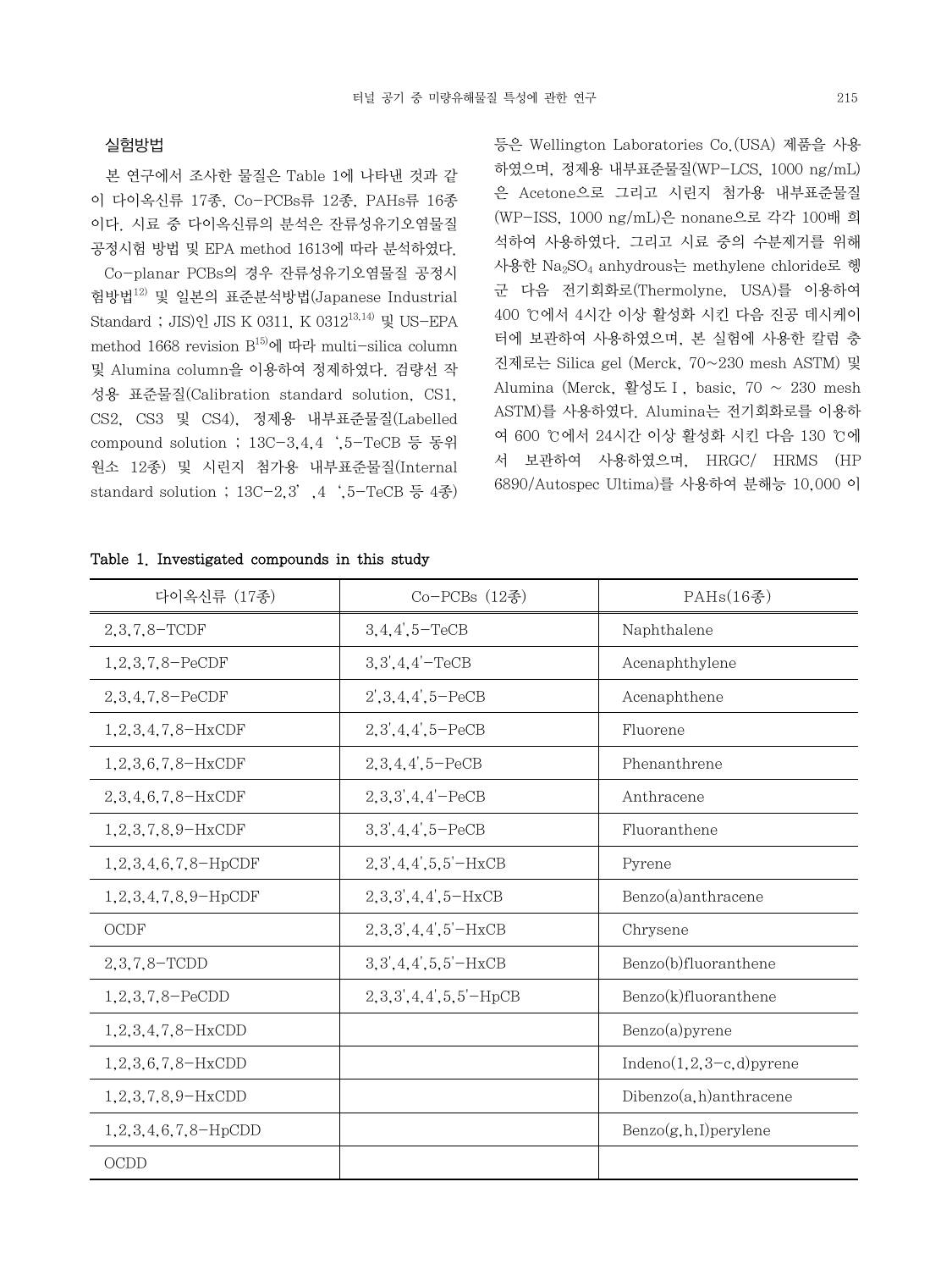## 실험방법

본 연구에서 조사한 물질은 Table 1에 나타낸 것과 같이 다이옥신류 17종, Co-PCBs류 12종, PAHs류 16종이다. 시료 중 다이옥신류의 분석은 잔류성유기오염물질 공정시험 방법 및 EPA method 1613에 따라 분석하였다.

Co-planar PCBs의 경우 잔류성유기오염물질 공정시험방법[12] 및 일본의 표준분석방법(Japanese Industrial Standard ; JIS)인 JIS K 0311, K 0312[13,14] 및 US-EPA method 1668 revision B[15]에 따라 multi-silica column 및 Alumina column을 이용하여 정제하였다. 검량선 작성용 표준물질(Calibration standard solution, CS1, CS2, CS3 및 CS4), 정제용 내부표준물질(Labelled compound solution ; 13C-3,4,4 ',5-TeCB 등 동위원소 12종) 및 시린지 첨가용 내부표준물질(Internal standard solution ; 13C-2,3' ,4 ',5-TeCB 등 4종) 등은 Wellington Laboratories Co.(USA) 제품을 사용하였으며, 정제용 내부표준물질(WP-LCS, 1000 ng/mL)은 Acetone으로 그리고 시린지 첨가용 내부표준물질(WP-ISS, 1000 ng/mL)은 nonane으로 각각 100배 희석하여 사용하였다. 그리고 시료 중의 수분제거를 위해 사용한 $Na_2SO_4$ anhydrous는 methylene chloride로 헹군 다음 전기회화로(Thermolyne, USA)를 이용하여 400 ℃에서 4시간 이상 활성화 시킨 다음 진공 데시케이터에 보관하여 사용하였으며, 본 실험에 사용한 칼럼 충진제로는 Silica gel (Merck, 70~230 mesh ASTM) 및 Alumina (Merck, 활성도Ⅰ, basic, 70 ~ 230 mesh ASTM)를 사용하였다. Alumina는 전기회화로를 이용하여 600 ℃에서 24시간 이상 활성화 시킨 다음 130 ℃에서 보관하여 사용하였으며, HRGC/ HRMS (HP 6890/Autospec Ultima)를 사용하여 분해능 10,000 이

**Table 1. Investigated compounds in this study**

| 다이옥신류 (17종) | Co-PCBs (12종) | PAHs(16종) |
|---|---|---|
| 2,3,7,8-TCDF | 3,4,4',5-TeCB | Naphthalene |
| 1,2,3,7,8-PeCDF | 3,3',4,4'-TeCB | Acenaphthylene |
| 2,3,4,7,8-PeCDF | 2',3,4,4',5-PeCB | Acenaphthene |
| 1,2,3,4,7,8-HxCDF | 2,3',4,4',5-PeCB | Fluorene |
| 1,2,3,6,7,8-HxCDF | 2,3,4,4',5-PeCB | Phenanthrene |
| 2,3,4,6,7,8-HxCDF | 2,3,3',4,4'-PeCB | Anthracene |
| 1,2,3,7,8,9-HxCDF | 3,3',4,4',5-PeCB | Fluoranthene |
| 1,2,3,4,6,7,8-HpCDF | 2,3',4,4',5,5'-HxCB | Pyrene |
| 1,2,3,4,7,8,9-HpCDF | 2,3,3',4,4',5-HxCB | Benzo(a)anthracene |
| OCDF | 2,3,3',4,4',5'-HxCB | Chrysene |
| 2,3,7,8-TCDD | 3,3',4,4',5,5'-HxCB | Benzo(b)fluoranthene |
| 1,2,3,7,8-PeCDD | 2,3,3',4,4',5,5'-HpCB | Benzo(k)fluoranthene |
| 1,2,3,4,7,8-HxCDD | | Benzo(a)pyrene |
| 1,2,3,6,7,8-HxCDD | | Indeno(1,2,3-c,d)pyrene |
| 1,2,3,7,8,9-HxCDD | | Dibenzo(a,h)anthracene |
| 1,2,3,4,6,7,8-HpCDD | | Benzo(g,h,I)perylene |
| OCDD | | |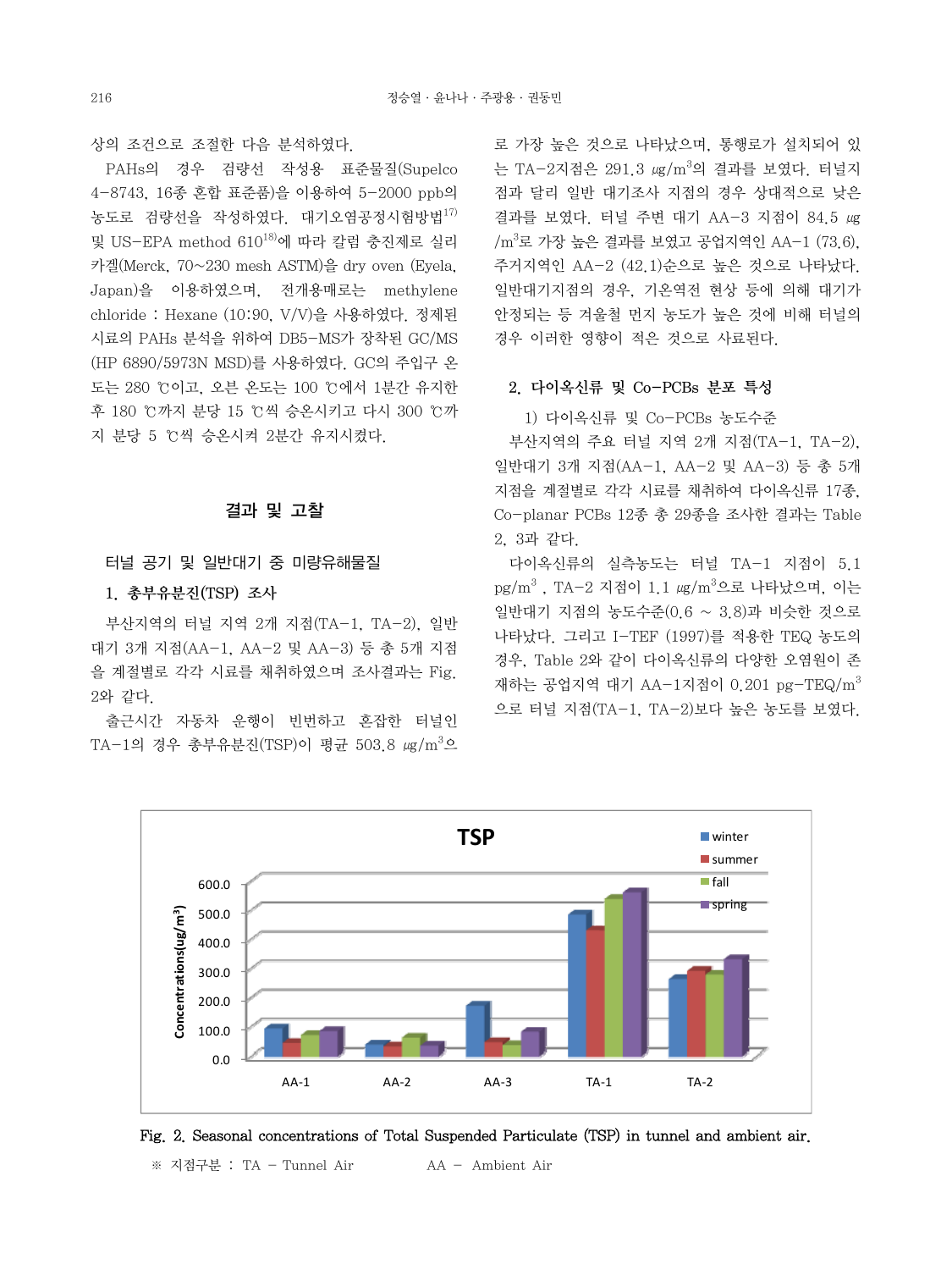상의 조건으로 조절한 다음 분석하였다.

PAHs의 경우 검량선 작성용 표준물질(Supelco 4-8743, 16종 혼합 표준품)을 이용하여 5-2000 ppb의 농도로 검량선을 작성하였다. 대기오염공정시험방법[17] 및 US-EPA method 610[18]에 따라 칼럼 충진제로 실리카겔(Merck, 70~230 mesh ASTM)을 dry oven (Eyela, Japan)을 이용하였으며, 전개용매로는 methylene chloride : Hexane (10:90, V/V)을 사용하였다. 정제된 시료의 PAHs 분석을 위하여 DB5-MS가 장착된 GC/MS (HP 6890/5973N MSD)를 사용하였다. GC의 주입구 온도는 280 ℃이고, 오븐 온도는 100 ℃에서 1분간 유지한 후 180 ℃까지 분당 15 ℃씩 승온시키고 다시 300 ℃까지 분당 5 ℃씩 승온시켜 2분간 유지시켰다.

## 결과 및 고찰

### 터널 공기 및 일반대기 중 미량유해물질

#### 1. 총부유분진(TSP) 조사

부산지역의 터널 지역 2개 지점(TA-1, TA-2), 일반대기 3개 지점(AA-1, AA-2 및 AA-3) 등 총 5개 지점을 계절별로 각각 시료를 채취하였으며 조사결과는 Fig. 2와 같다.

출근시간 자동차 운행이 빈번하고 혼잡한 터널인 TA-1의 경우 총부유분진(TSP)이 평균 503.8 ㎍/$m^3$으로 가장 높은 것으로 나타났으며, 통행로가 설치되어 있는 TA-2지점은 291.3 ㎍/$m^3$의 결과를 보였다. 터널지점과 달리 일반 대기조사 지점의 경우 상대적으로 낮은 결과를 보였다. 터널 주변 대기 AA-3 지점이 84.5 ㎍/$m^3$로 가장 높은 결과를 보였고 공업지역인 AA-1 (73.6), 주거지역인 AA-2 (42.1)순으로 높은 것으로 나타났다. 일반대기지점의 경우, 기온역전 현상 등에 의해 대기가 안정되는 등 겨울철 먼지 농도가 높은 것에 비해 터널의 경우 이러한 영향이 적은 것으로 사료된다.

#### 2. 다이옥신류 및 Co-PCBs 분포 특성

1) 다이옥신류 및 Co-PCBs 농도수준

부산지역의 주요 터널 지역 2개 지점(TA-1, TA-2), 일반대기 3개 지점(AA-1, AA-2 및 AA-3) 등 총 5개 지점을 계절별로 각각 시료를 채취하여 다이옥신류 17종, Co-planar PCBs 12종 총 29종을 조사한 결과는 Table 2, 3과 같다.

다이옥신류의 실측농도는 터널 TA-1 지점이 5.1 pg/$m^3$ , TA-2 지점이 1.1 ㎍/$m^3$으로 나타났으며, 이는 일반대기 지점의 농도수준(0.6 ~ 3.8)과 비슷한 것으로 나타났다. 그리고 I-TEF (1997)를 적용한 TEQ 농도의 경우, Table 2와 같이 다이옥신류의 다양한 오염원이 존재하는 공업지역 대기 AA-1지점이 0.201 pg-TEQ/$m^3$으로 터널 지점(TA-1, TA-2)보다 높은 농도를 보였다.

Fig. 2. Seasonal concentrations of Total Suspended Particulate (TSP) in tunnel and ambient air.

※ 지점구분 : TA - Tunnel Air AA - Ambient Air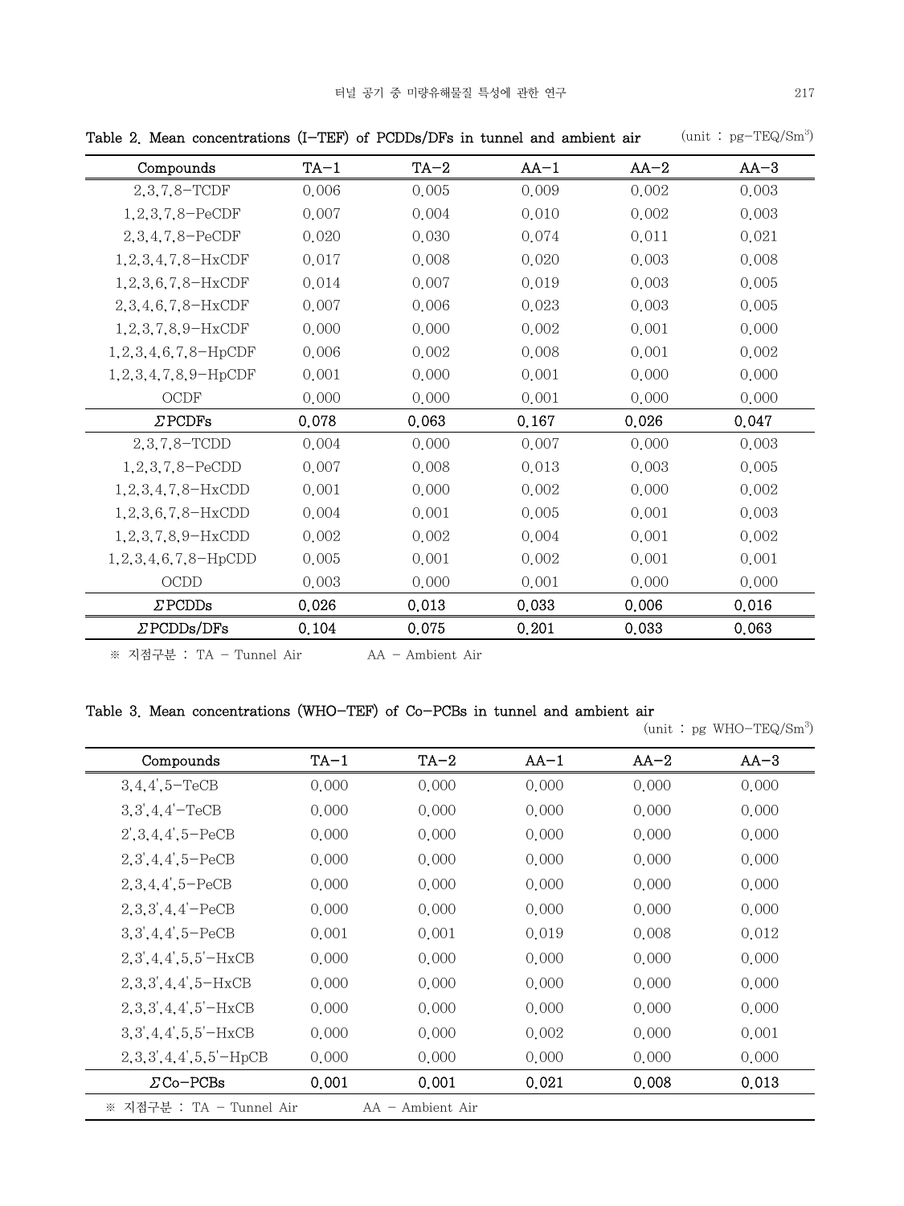Table 2. Mean concentrations (I-TEF) of PCDDs/DFs in tunnel and ambient air (unit : pg-TEQ/$Sm^3$)

| Compounds | TA-1 | TA-2 | AA-1 | AA-2 | AA-3 |
|---|---|---|---|---|---|
| 2,3,7,8-TCDF | 0.006 | 0.005 | 0.009 | 0.002 | 0.003 |
| 1,2,3,7,8-PeCDF | 0.007 | 0.004 | 0.010 | 0.002 | 0.003 |
| 2,3,4,7,8-PeCDF | 0.020 | 0.030 | 0.074 | 0.011 | 0.021 |
| 1,2,3,4,7,8-HxCDF | 0.017 | 0.008 | 0.020 | 0.003 | 0.008 |
| 1,2,3,6,7,8-HxCDF | 0.014 | 0.007 | 0.019 | 0.003 | 0.005 |
| 2,3,4,6,7,8-HxCDF | 0.007 | 0.006 | 0.023 | 0.003 | 0.005 |
| 1,2,3,7,8,9-HxCDF | 0.000 | 0.000 | 0.002 | 0.001 | 0.000 |
| 1,2,3,4,6,7,8-HpCDF | 0.006 | 0.002 | 0.008 | 0.001 | 0.002 |
| 1,2,3,4,7,8,9-HpCDF | 0.001 | 0.000 | 0.001 | 0.000 | 0.000 |
| OCDF | 0.000 | 0.000 | 0.001 | 0.000 | 0.000 |
| **ΣPCDFs** | **0.078** | **0.063** | **0.167** | **0.026** | **0.047** |
| 2,3,7,8-TCDD | 0.004 | 0.000 | 0.007 | 0.000 | 0.003 |
| 1,2,3,7,8-PeCDD | 0.007 | 0.008 | 0.013 | 0.003 | 0.005 |
| 1,2,3,4,7,8-HxCDD | 0.001 | 0.000 | 0.002 | 0.000 | 0.002 |
| 1,2,3,6,7,8-HxCDD | 0.004 | 0.001 | 0.005 | 0.001 | 0.003 |
| 1,2,3,7,8,9-HxCDD | 0.002 | 0.002 | 0.004 | 0.001 | 0.002 |
| 1,2,3,4,6,7,8-HpCDD | 0.005 | 0.001 | 0.002 | 0.001 | 0.001 |
| OCDD | 0.003 | 0.000 | 0.001 | 0.000 | 0.000 |
| **ΣPCDDs** | **0.026** | **0.013** | **0.033** | **0.006** | **0.016** |
| **ΣPCDDs/DFs** | **0.104** | **0.075** | **0.201** | **0.033** | **0.063** |

※ 지점구분 : TA - Tunnel Air AA - Ambient Air

Table 3. Mean concentrations (WHO-TEF) of Co-PCBs in tunnel and ambient air (unit : pg WHO-TEQ/$Sm^3$)

| Compounds | TA-1 | TA-2 | AA-1 | AA-2 | AA-3 |
|---|---|---|---|---|---|
| 3,4,4',5-TeCB | 0.000 | 0.000 | 0.000 | 0.000 | 0.000 |
| 3,3',4,4'-TeCB | 0.000 | 0.000 | 0.000 | 0.000 | 0.000 |
| 2',3,4,4',5-PeCB | 0.000 | 0.000 | 0.000 | 0.000 | 0.000 |
| 2,3',4,4',5-PeCB | 0.000 | 0.000 | 0.000 | 0.000 | 0.000 |
| 2,3,4,4',5-PeCB | 0.000 | 0.000 | 0.000 | 0.000 | 0.000 |
| 2,3,3',4,4'-PeCB | 0.000 | 0.000 | 0.000 | 0.000 | 0.000 |
| 3,3',4,4',5-PeCB | 0.001 | 0.001 | 0.019 | 0.008 | 0.012 |
| 2,3',4,4',5,5'-HxCB | 0.000 | 0.000 | 0.000 | 0.000 | 0.000 |
| 2,3,3',4,4',5-HxCB | 0.000 | 0.000 | 0.000 | 0.000 | 0.000 |
| 2,3,3',4,4',5'-HxCB | 0.000 | 0.000 | 0.000 | 0.000 | 0.000 |
| 3,3',4,4',5,5'-HxCB | 0.000 | 0.000 | 0.002 | 0.000 | 0.001 |
| 2,3,3',4,4',5,5'-HpCB | 0.000 | 0.000 | 0.000 | 0.000 | 0.000 |
| **ΣCo-PCBs** | **0.001** | **0.001** | **0.021** | **0.008** | **0.013** |

※ 지점구분 : TA - Tunnel Air AA - Ambient Air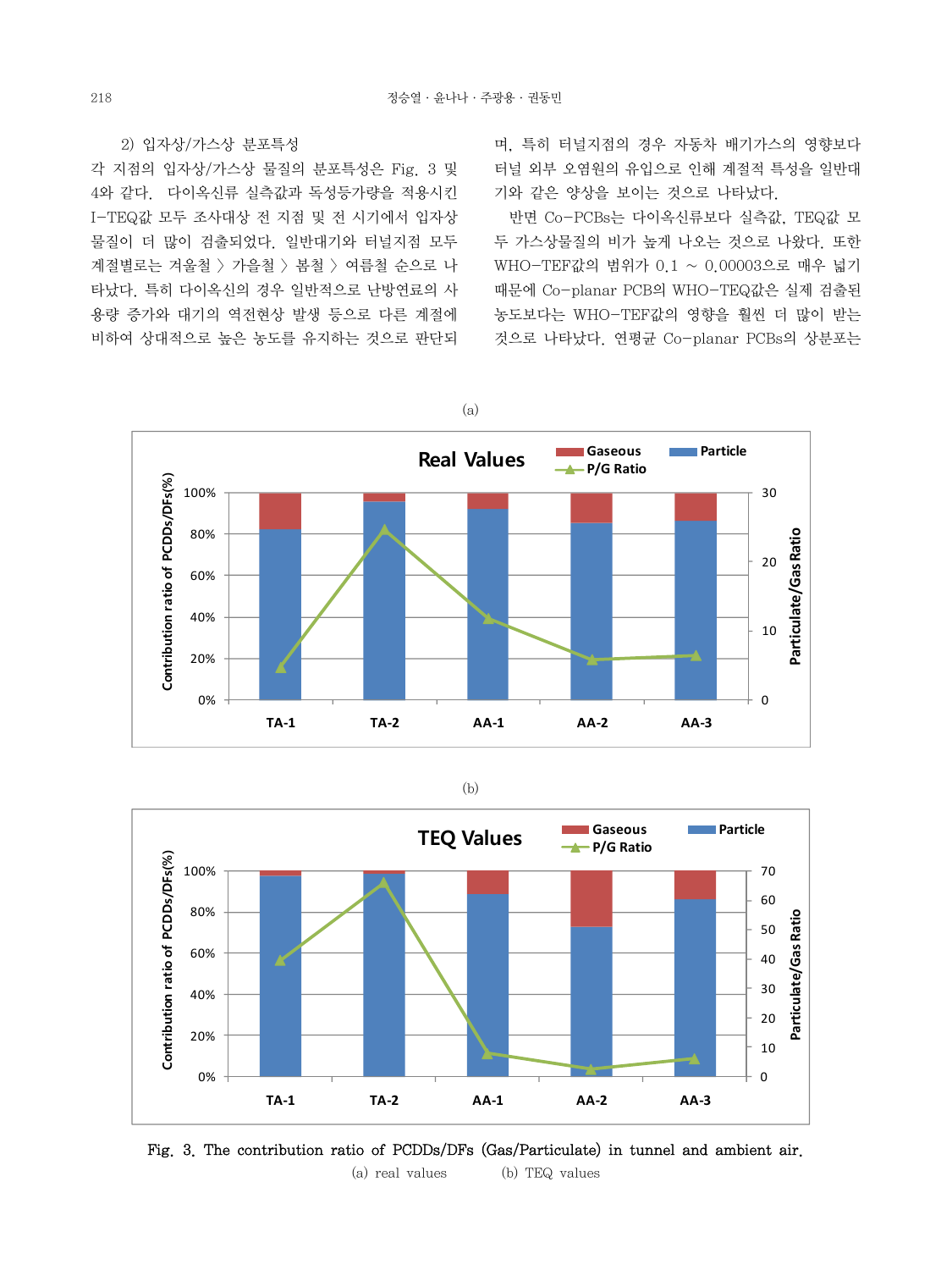2) 입자상/가스상 분포특성

각 지점의 입자상/가스상 물질의 분포특성은 Fig. 3 및 4와 같다. 다이옥신류 실측값과 독성등가량을 적용시킨 I-TEQ값 모두 조사대상 전 지점 및 전 시기에서 입자상 물질이 더 많이 검출되었다. 일반대기와 터널지점 모두 계절별로는 겨울철 〉 가을철 〉 봄철 〉 여름철 순으로 나타났다. 특히 다이옥신의 경우 일반적으로 난방연료의 사용량 증가와 대기의 역전현상 발생 등으로 다른 계절에 비하여 상대적으로 높은 농도를 유지하는 것으로 판단되며, 특히 터널지점의 경우 자동차 배기가스의 영향보다 터널 외부 오염원의 유입으로 인해 계절적 특성을 일반대기와 같은 양상을 보이는 것으로 나타났다.

반면 Co-PCBs는 다이옥신류보다 실측값, TEQ값 모두 가스상물질의 비가 높게 나오는 것으로 나왔다. 또한 WHO-TEF값의 범위가 0.1 ~ 0.00003으로 매우 넓기 때문에 Co-planar PCB의 WHO-TEQ값은 실제 검출된 농도보다는 WHO-TEF값의 영향을 훨씬 더 많이 받는 것으로 나타났다. 연평균 Co-planar PCBs의 상분포는

Fig. 3. The contribution ratio of PCDDs/DFs (Gas/Particulate) in tunnel and ambient air.
(a) real values (b) TEQ values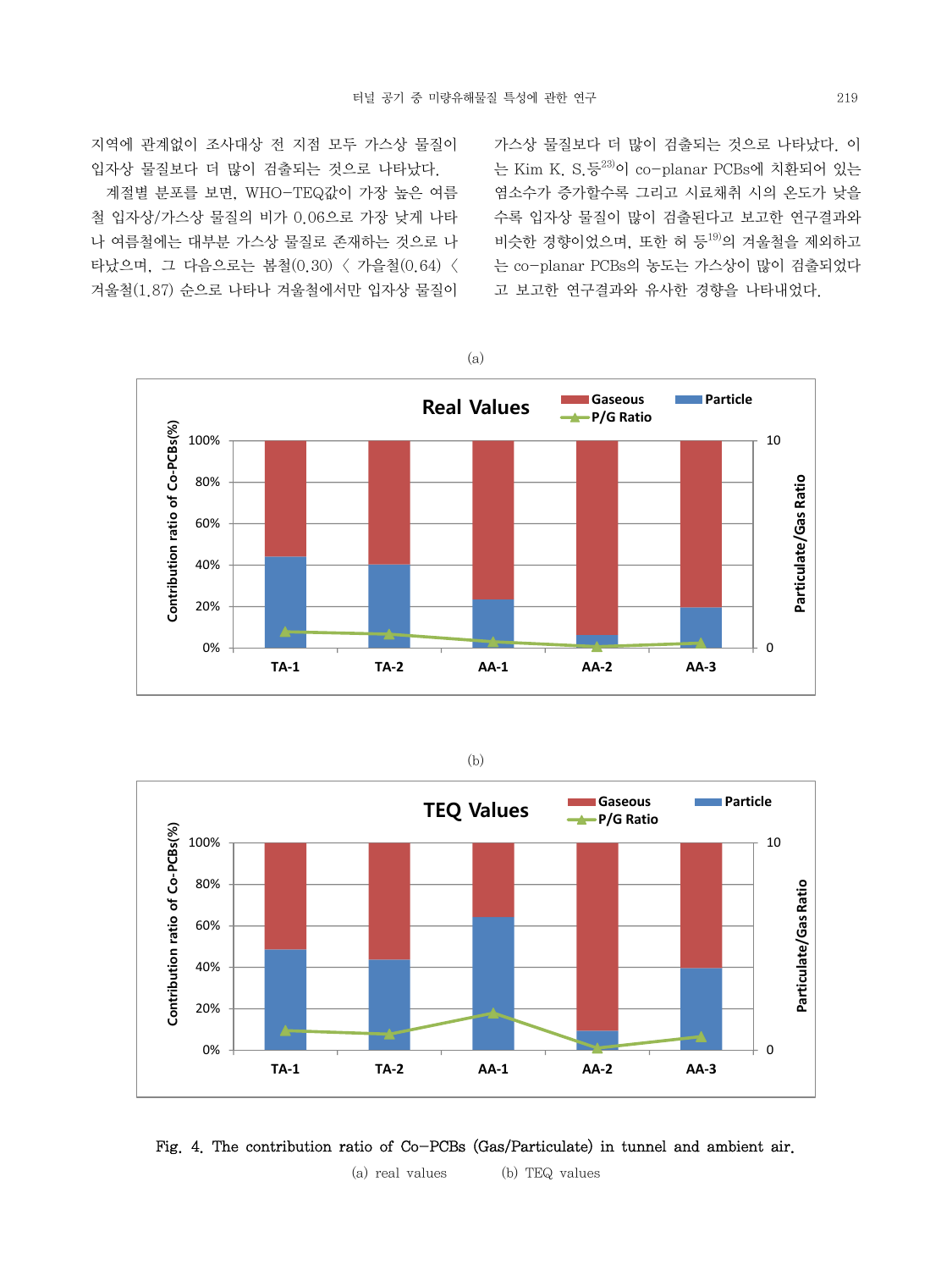지역에 관계없이 조사대상 전 지점 모두 가스상 물질이 입자상 물질보다 더 많이 검출되는 것으로 나타났다.

계절별 분포를 보면, WHO-TEQ값이 가장 높은 여름철 입자상/가스상 물질의 비가 0.06으로 가장 낮게 나타나 여름철에는 대부분 가스상 물질로 존재하는 것으로 나타났으며, 그 다음으로는 봄철(0.30) < 가을철(0.64) < 겨울철(1.87) 순으로 나타나 겨울철에서만 입자상 물질이 가스상 물질보다 더 많이 검출되는 것으로 나타났다. 이는 Kim K. S.등[23]이 co-planar PCBs에 치환되어 있는 염소수가 증가할수록 그리고 시료채취 시의 온도가 낮을수록 입자상 물질이 많이 검출된다고 보고한 연구결과와 비슷한 경향이었으며, 또한 허 등[19]의 겨울철을 제외하고는 co-planar PCBs의 농도는 가스상이 많이 검출되었다고 보고한 연구결과와 유사한 경향을 나타내었다.

(a)

(b)

Fig. 4. The contribution ratio of Co-PCBs (Gas/Particulate) in tunnel and ambient air.

(a) real values (b) TEQ values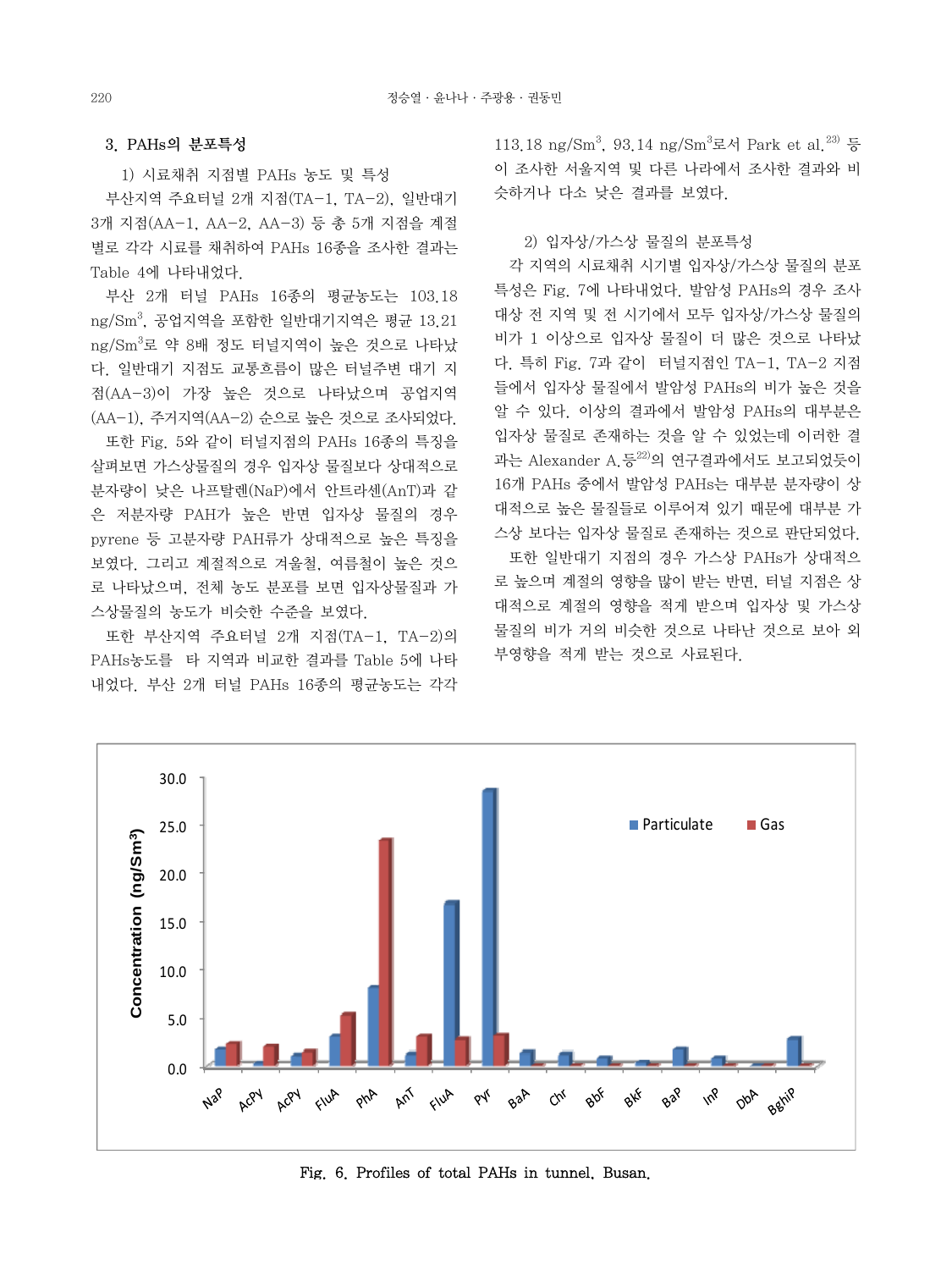### 3. PAHs의 분포특성

#### 1) 시료채취 지점별 PAHs 농도 및 특성

부산지역 주요터널 2개 지점(TA-1, TA-2), 일반대기 3개 지점(AA-1, AA-2, AA-3) 등 총 5개 지점을 계절별로 각각 시료를 채취하여 PAHs 16종을 조사한 결과는 Table 4에 나타내었다.

부산 2개 터널 PAHs 16종의 평균농도는 103.18 ng/Sm$^3$, 공업지역을 포함한 일반대기지역은 평균 13.21 ng/Sm$^3$로 약 8배 정도 터널지역이 높은 것으로 나타났다. 일반대기 지점도 교통흐름이 많은 터널주변 대기 지점(AA-3)이 가장 높은 것으로 나타났으며 공업지역(AA-1), 주거지역(AA-2) 순으로 높은 것으로 조사되었다.

또한 Fig. 5와 같이 터널지점의 PAHs 16종의 특징을 살펴보면 가스상물질의 경우 입자상 물질보다 상대적으로 분자량이 낮은 나프탈렌(NaP)에서 안트라센(AnT)과 같은 저분자량 PAH가 높은 반면 입자상 물질의 경우 pyrene 등 고분자량 PAH류가 상대적으로 높은 특징을 보였다. 그리고 계절적으로 겨울철, 여름철이 높은 것으로 나타났으며, 전체 농도 분포를 보면 입자상물질과 가스상물질의 농도가 비슷한 수준을 보였다.

또한 부산지역 주요터널 2개 지점(TA-1, TA-2)의 PAHs농도를 타 지역과 비교한 결과를 Table 5에 나타내었다. 부산 2개 터널 PAHs 16종의 평균농도는 각각 113.18 ng/Sm$^3$, 93.14 ng/Sm$^3$로서 Park et al.[23] 등이 조사한 서울지역 및 다른 나라에서 조사한 결과와 비슷하거나 다소 낮은 결과를 보였다.

#### 2) 입자상/가스상 물질의 분포특성

각 지역의 시료채취 시기별 입자상/가스상 물질의 분포특성은 Fig. 7에 나타내었다. 발암성 PAHs의 경우 조사대상 전 지역 및 전 시기에서 모두 입자상/가스상 물질의 비가 1 이상으로 입자상 물질이 더 많은 것으로 나타났다. 특히 Fig. 7과 같이 터널지점인 TA-1, TA-2 지점들에서 입자상 물질에서 발암성 PAHs의 비가 높은 것을 알 수 있다. 이상의 결과에서 발암성 PAHs의 대부분은 입자상 물질로 존재하는 것을 알 수 있었는데 이러한 결과는 Alexander A. 등[22]의 연구결과에서도 보고되었듯이 16개 PAHs 중에서 발암성 PAHs는 대부분 분자량이 상대적으로 높은 물질들로 이루어져 있기 때문에 대부분 가스상 보다는 입자상 물질로 존재하는 것으로 판단되었다.

또한 일반대기 지점의 경우 가스상 PAHs가 상대적으로 높으며 계절의 영향을 많이 받는 반면, 터널 지점은 상대적으로 계절의 영향을 적게 받으며 입자상 및 가스상 물질의 비가 거의 비슷한 것으로 나타난 것으로 보아 외부영향을 적게 받는 것으로 사료된다.

Fig. 6. Profiles of total PAHs in tunnel, Busan.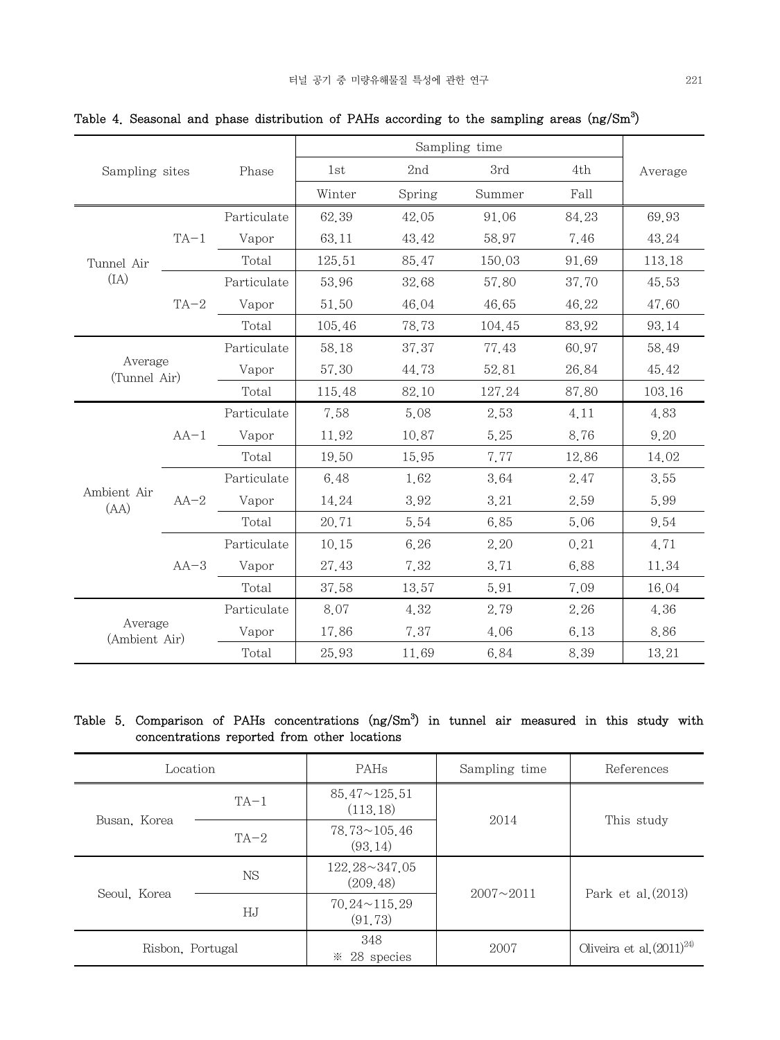Table 4. Seasonal and phase distribution of PAHs according to the sampling areas ($ng/Sm^3$)

| Sampling sites | | Phase | Sampling time | | | | Average |
|---|---|---|---|---|---|---|---|
| | | | 1st | 2nd | 3rd | 4th | |
| | | | Winter | Spring | Summer | Fall | |
| Tunnel Air (IA) | TA-1 | Particulate | 62.39 | 42.05 | 91.06 | 84.23 | 69.93 |
| | | Vapor | 63.11 | 43.42 | 58.97 | 7.46 | 43.24 |
| | | Total | 125.51 | 85.47 | 150.03 | 91.69 | 113.18 |
| | TA-2 | Particulate | 53.96 | 32.68 | 57.80 | 37.70 | 45.53 |
| | | Vapor | 51.50 | 46.04 | 46.65 | 46.22 | 47.60 |
| | | Total | 105.46 | 78.73 | 104.45 | 83.92 | 93.14 |
| Average (Tunnel Air) | | Particulate | 58.18 | 37.37 | 77.43 | 60.97 | 58.49 |
| | | Vapor | 57.30 | 44.73 | 52.81 | 26.84 | 45.42 |
| | | Total | 115.48 | 82.10 | 127.24 | 87.80 | 103.16 |
| Ambient Air (AA) | AA-1 | Particulate | 7.58 | 5.08 | 2.53 | 4.11 | 4.83 |
| | | Vapor | 11.92 | 10.87 | 5.25 | 8.76 | 9.20 |
| | | Total | 19.50 | 15.95 | 7.77 | 12.86 | 14.02 |
| | AA-2 | Particulate | 6.48 | 1.62 | 3.64 | 2.47 | 3.55 |
| | | Vapor | 14.24 | 3.92 | 3.21 | 2.59 | 5.99 |
| | | Total | 20.71 | 5.54 | 6.85 | 5.06 | 9.54 |
| | AA-3 | Particulate | 10.15 | 6.26 | 2.20 | 0.21 | 4.71 |
| | | Vapor | 27.43 | 7.32 | 3.71 | 6.88 | 11.34 |
| | | Total | 37.58 | 13.57 | 5.91 | 7.09 | 16.04 |
| Average (Ambient Air) | | Particulate | 8.07 | 4.32 | 2.79 | 2.26 | 4.36 |
| | | Vapor | 17.86 | 7.37 | 4.06 | 6.13 | 8.86 |
| | | Total | 25.93 | 11.69 | 6.84 | 8.39 | 13.21 |

Table 5. Comparison of PAHs concentrations ($ng/Sm^3$) in tunnel air measured in this study with concentrations reported from other locations

| Location | | PAHs | Sampling time | References |
|---|---|---|---|---|
| Busan, Korea | TA-1 | 85.47~125.51 (113.18) | 2014 | This study |
| | TA-2 | 78.73~105.46 (93.14) | | |
| Seoul, Korea | NS | 122.28~347.05 (209.48) | 2007~2011 | Park et al.(2013) |
| | HJ | 70.24~115.29 (91.73) | | |
| Risbon, Portugal | | 348 ※ 28 species | 2007 | Oliveira et al.(2011)[24] |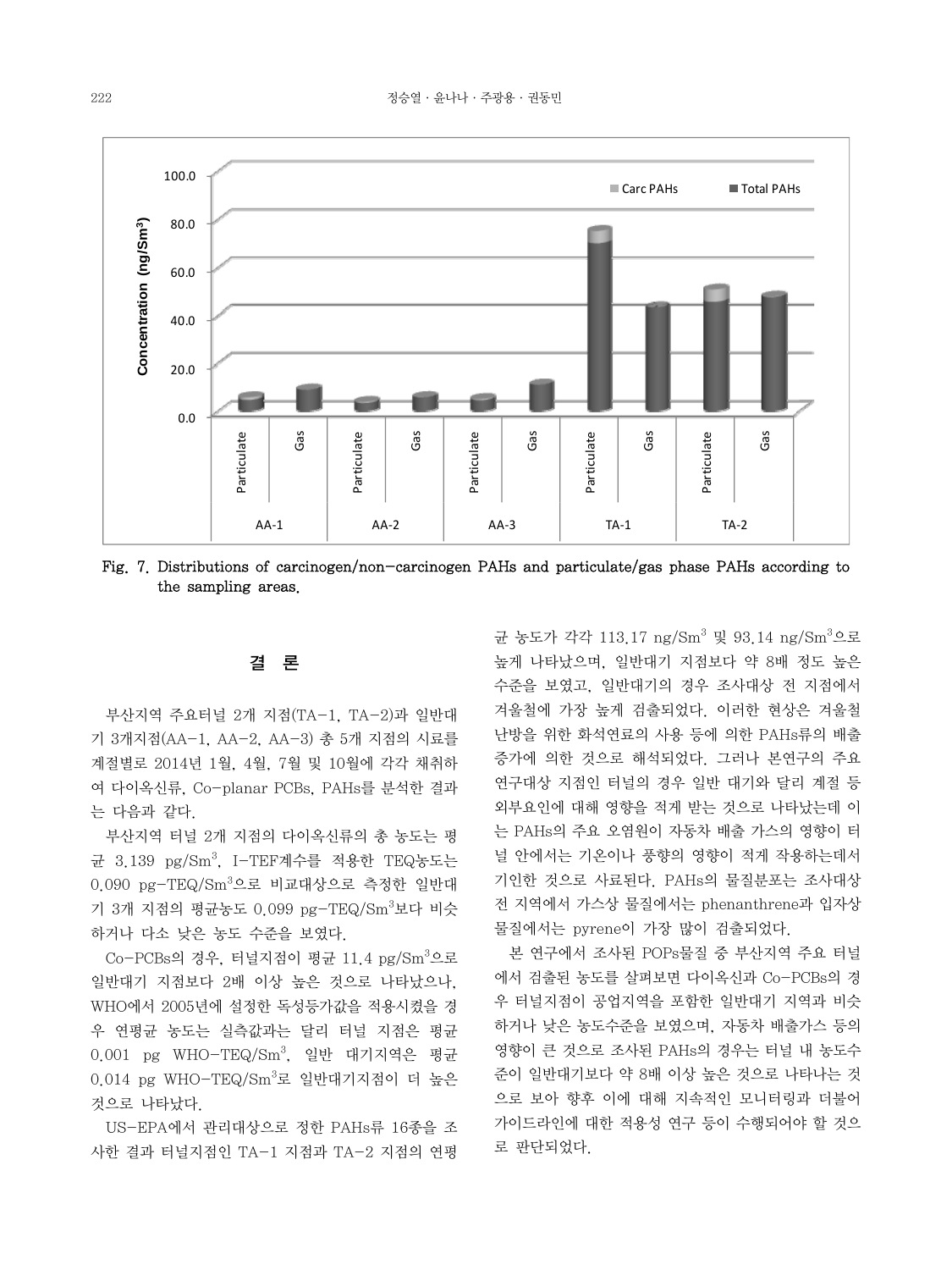Fig. 7. Distributions of carcinogen/non-carcinogen PAHs and particulate/gas phase PAHs according to the sampling areas.

## 결 론

부산지역 주요터널 2개 지점(TA-1, TA-2)과 일반대기 3개지점(AA-1, AA-2, AA-3) 총 5개 지점의 시료를 계절별로 2014년 1월, 4월, 7월 및 10월에 각각 채취하여 다이옥신류, Co-planar PCBs, PAHs를 분석한 결과는 다음과 같다.

부산지역 터널 2개 지점의 다이옥신류의 총 농도는 평균 3.139 pg/$Sm^3$, I-TEF계수를 적용한 TEQ농도는 0.090 pg-TEQ/$Sm^3$으로 비교대상으로 측정한 일반대기 3개 지점의 평균농도 0.099 pg-TEQ/$Sm^3$보다 비슷하거나 다소 낮은 농도 수준을 보였다.

Co-PCBs의 경우, 터널지점이 평균 11.4 pg/$Sm^3$으로 일반대기 지점보다 2배 이상 높은 것으로 나타났으나, WHO에서 2005년에 설정한 독성등가값을 적용시켰을 경우 연평균 농도는 실측값과는 달리 터널 지점은 평균 0.001 pg WHO-TEQ/$Sm^3$, 일반 대기지역은 평균 0.014 pg WHO-TEQ/$Sm^3$로 일반대기지점이 더 높은 것으로 나타났다.

US-EPA에서 관리대상으로 정한 PAHs류 16종을 조사한 결과 터널지점인 TA-1 지점과 TA-2 지점의 연평균 농도가 각각 113.17 ng/$Sm^3$ 및 93.14 ng/$Sm^3$으로 높게 나타났으며, 일반대기 지점보다 약 8배 정도 높은 수준을 보였고, 일반대기의 경우 조사대상 전 지점에서 겨울철에 가장 높게 검출되었다. 이러한 현상은 겨울철 난방을 위한 화석연료의 사용 등에 의한 PAHs류의 배출 증가에 의한 것으로 해석되었다. 그러나 본연구의 주요 연구대상 지점인 터널의 경우 일반 대기와 달리 계절 등 외부요인에 대해 영향을 적게 받는 것으로 나타났는데 이는 PAHs의 주요 오염원이 자동차 배출 가스의 영향이 터널 안에서는 기온이나 풍향의 영향이 적게 작용하는데서 기인한 것으로 사료된다. PAHs의 물질분포는 조사대상 전 지역에서 가스상 물질에서는 phenanthrene과 입자상 물질에서는 pyrene이 가장 많이 검출되었다.

본 연구에서 조사된 POPs물질 중 부산지역 주요 터널에서 검출된 농도를 살펴보면 다이옥신과 Co-PCBs의 경우 터널지점이 공업지역을 포함한 일반대기 지역과 비슷하거나 낮은 농도수준을 보였으며, 자동차 배출가스 등의 영향이 큰 것으로 조사된 PAHs의 경우는 터널 내 농도수준이 일반대기보다 약 8배 이상 높은 것으로 나타나는 것으로 보아 향후 이에 대해 지속적인 모니터링과 더불어 가이드라인에 대한 적용성 연구 등이 수행되어야 할 것으로 판단되었다.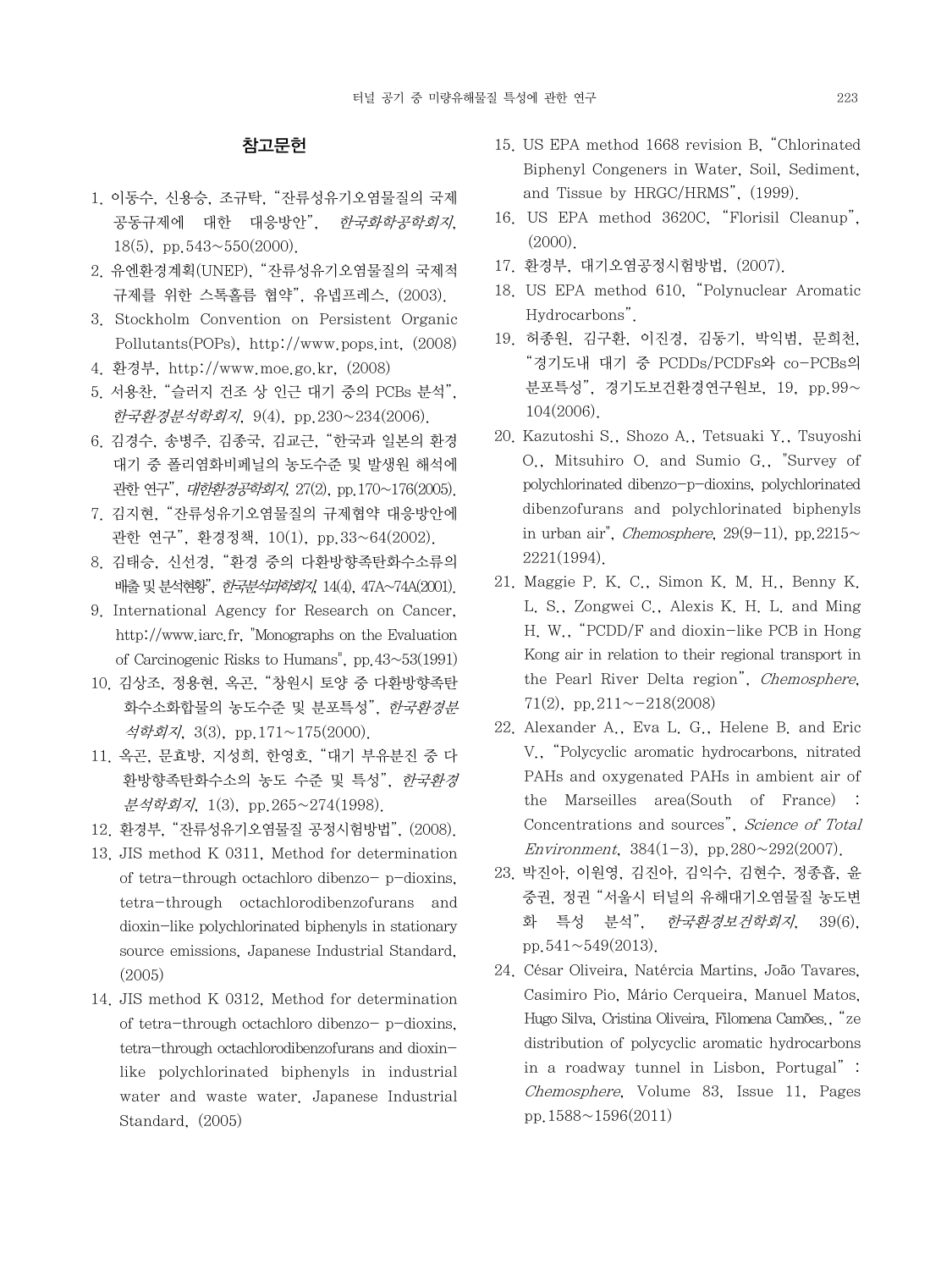## 참고문헌

1. 이동수, 신용승, 조규탁, "잔류성유기오염물질의 국제 공동규제에 대한 대응방안", *한국화학공학회지*, 18(5), pp.543~550(2000).
2. 유엔환경계획(UNEP), "잔류성유기오염물질의 국제적 규제를 위한 스톡홀름 협약", 유넵프레스, (2003).
3. Stockholm Convention on Persistent Organic Pollutants(POPs), http://www.pops.int, (2008)
4. 환경부, http://www.moe.go.kr, (2008)
5. 서용찬, "슬러지 건조 상 인근 대기 중의 PCBs 분석", *한국환경분석학회지*, 9(4), pp.230~234(2006).
6. 김경수, 송병주, 김종국, 김교근, "한국과 일본의 환경 대기 중 폴리염화비페닐의 농도수준 및 발생원 해석에 관한 연구", *대한환경공학회지*, 27(2), pp.170~176(2005).
7. 김지현, "잔류성유기오염물질의 규제협약 대응방안에 관한 연구", 환경정책, 10(1), pp.33~64(2002).
8. 김태승, 신선경, "환경 중의 다환방향족탄화수소류의 배출 및 분석현황", *한국분석과학회지*, 14(4), 47A~74A(2001).
9. International Agency for Research on Cancer, http://www.iarc.fr, "Monographs on the Evaluation of Carcinogenic Risks to Humans", pp.43~53(1991)
10. 김상조, 정용현, 옥곤, "창원시 토양 중 다환방향족탄화수소화합물의 농도수준 및 분포특성", *한국환경분석학회지*, 3(3), pp.171~175(2000).
11. 옥곤, 문효방, 지성희, 한영호, "대기 부유분진 중 다환방향족탄화수소의 농도 수준 및 특성", *한국환경분석학회지*, 1(3), pp.265~274(1998).
12. 환경부, "잔류성유기오염물질 공정시험방법", (2008).
13. JIS method K 0311, Method for determination of tetra-through octachloro dibenzo- p-dioxins, tetra-through octachlorodibenzofurans and dioxin-like polychlorinated biphenyls in stationary source emissions, Japanese Industrial Standard, (2005)
14. JIS method K 0312, Method for determination of tetra-through octachloro dibenzo- p-dioxins, tetra-through octachlorodibenzofurans and dioxin-like polychlorinated biphenyls in industrial water and waste water, Japanese Industrial Standard, (2005)
15. US EPA method 1668 revision B, "Chlorinated Biphenyl Congeners in Water, Soil, Sediment, and Tissue by HRGC/HRMS", (1999).
16. US EPA method 3620C, "Florisil Cleanup", (2000).
17. 환경부, 대기오염공정시험방법, (2007).
18. US EPA method 610, "Polynuclear Aromatic Hydrocarbons".
19. 허종원, 김구환, 이진경, 김동기, 박익범, 문희천, "경기도내 대기 중 PCDDs/PCDFs와 co-PCBs의 분포특성", 경기도보건환경연구원보, 19, pp.99~104(2006).
20. Kazutoshi S., Shozo A., Tetsuaki Y., Tsuyoshi O., Mitsuhiro O. and Sumio G., "Survey of polychlorinated dibenzo-p-dioxins, polychlorinated dibenzofurans and polychlorinated biphenyls in urban air", *Chemosphere*, 29(9-11), pp.2215~2221(1994).
21. Maggie P. K. C., Simon K. M. H., Benny K. L. S., Zongwei C., Alexis K. H. L. and Ming H. W., "PCDD/F and dioxin-like PCB in Hong Kong air in relation to their regional transport in the Pearl River Delta region", *Chemosphere*, 71(2), pp.211~-218(2008)
22. Alexander A., Eva L. G., Helene B. and Eric V., "Polycyclic aromatic hydrocarbons, nitrated PAHs and oxygenated PAHs in ambient air of the Marseilles area(South of France) : Concentrations and sources", *Science of Total Environment*, 384(1-3), pp.280~292(2007).
23. 박진아, 이원영, 김진아, 김익수, 김현수, 정종흡, 윤중권, 정권 "서울시 터널의 유해대기오염물질 농도변화 특성 분석", *한국환경보건학회지*, 39(6), pp.541~549(2013).
24. César Oliveira, Natércia Martins, João Tavares, Casimiro Pio, Mário Cerqueira, Manuel Matos, Hugo Silva, Cristina Oliveira, Filomena Camões., "ze distribution of polycyclic aromatic hydrocarbons in a roadway tunnel in Lisbon, Portugal" : *Chemosphere*, Volume 83, Issue 11, Pages pp.1588~1596(2011)